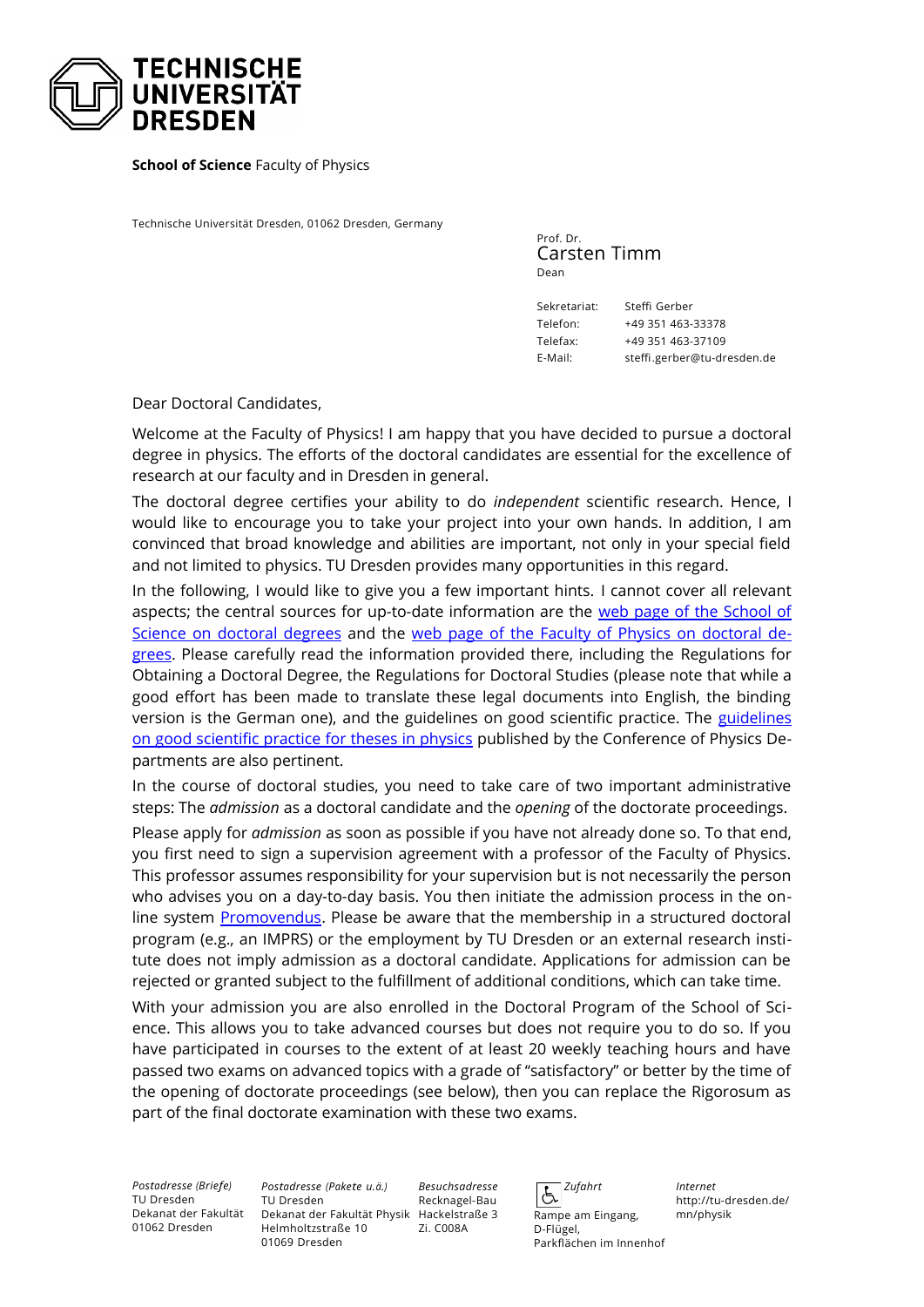**TECHNISCHE UNIVERSITÄT DRESDEN**

**School of Science** Faculty of Physics

Technische Universität Dresden, 01062 Dresden, Germany

Prof. Dr.
Carsten Timm
Dean

| | |
|---|---|
| Sekretariat: | Steffi Gerber |
| Telefon: | +49 351 463-33378 |
| Telefax: | +49 351 463-37109 |
| E-Mail: | steffi.gerber@tu-dresden.de |

Dear Doctoral Candidates,

Welcome at the Faculty of Physics! I am happy that you have decided to pursue a doctoral degree in physics. The efforts of the doctoral candidates are essential for the excellence of research at our faculty and in Dresden in general.

The doctoral degree certifies your ability to do *independent* scientific research. Hence, I would like to encourage you to take your project into your own hands. In addition, I am convinced that broad knowledge and abilities are important, not only in your special field and not limited to physics. TU Dresden provides many opportunities in this regard.

In the following, I would like to give you a few important hints. I cannot cover all relevant aspects; the central sources for up-to-date information are the web page of the School of Science on doctoral degrees and the web page of the Faculty of Physics on doctoral degrees. Please carefully read the information provided there, including the Regulations for Obtaining a Doctoral Degree, the Regulations for Doctoral Studies (please note that while a good effort has been made to translate these legal documents into English, the binding version is the German one), and the guidelines on good scientific practice. The guidelines on good scientific practice for theses in physics published by the Conference of Physics Departments are also pertinent.

In the course of doctoral studies, you need to take care of two important administrative steps: The *admission* as a doctoral candidate and the *opening* of the doctorate proceedings.

Please apply for *admission* as soon as possible if you have not already done so. To that end, you first need to sign a supervision agreement with a professor of the Faculty of Physics. This professor assumes responsibility for your supervision but is not necessarily the person who advises you on a day-to-day basis. You then initiate the admission process in the online system Promovendus. Please be aware that the membership in a structured doctoral program (e.g., an IMPRS) or the employment by TU Dresden or an external research institute does not imply admission as a doctoral candidate. Applications for admission can be rejected or granted subject to the fulfillment of additional conditions, which can take time.

With your admission you are also enrolled in the Doctoral Program of the School of Science. This allows you to take advanced courses but does not require you to do so. If you have participated in courses to the extent of at least 20 weekly teaching hours and have passed two exams on advanced topics with a grade of "satisfactory" or better by the time of the opening of doctorate proceedings (see below), then you can replace the Rigorosum as part of the final doctorate examination with these two exams.

| *Postadresse (Briefe)* | *Postadresse (Pakete u.ä.)* | *Besuchsadresse* | *Zufahrt* | *Internet* |
|---|---|---|---|---|
| TU Dresden<br>Dekanat der Fakultät<br>01062 Dresden | TU Dresden<br>Dekanat der Fakultät Physik<br>Helmholtzstraße 10<br>01069 Dresden | Recknagel-Bau<br>Hackelstraße 3<br>Zi. C008A | Rampe am Eingang,<br>D-Flügel,<br>Parkflächen im Innenhof | http://tu-dresden.de/<br>mn/physik |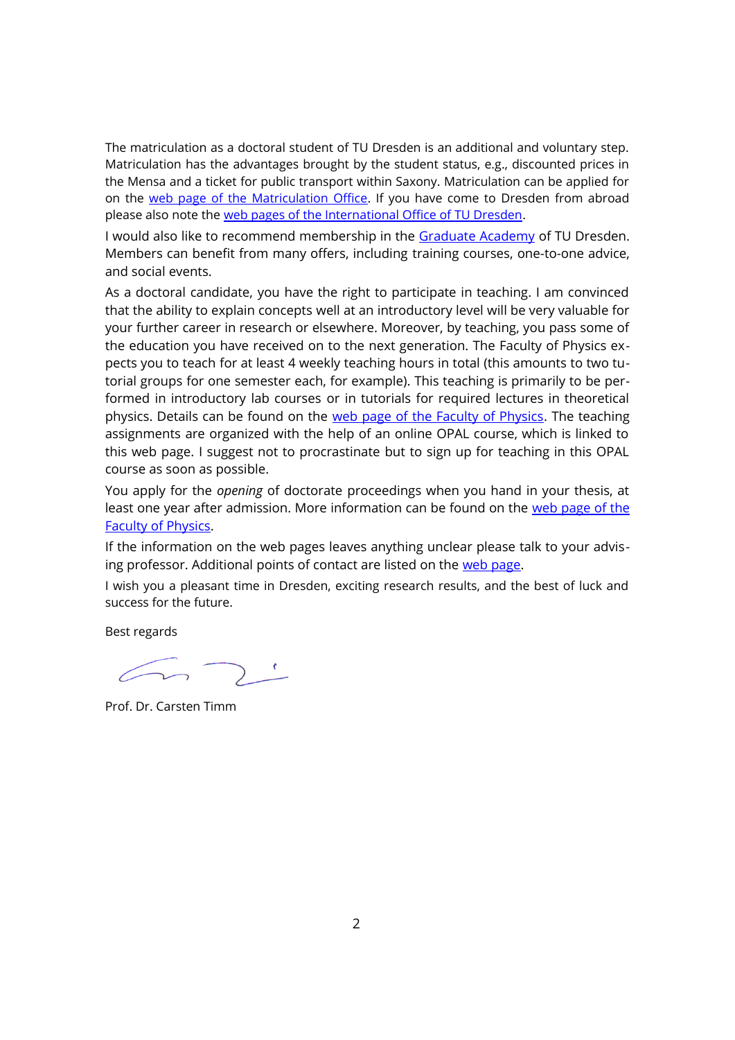The matriculation as a doctoral student of TU Dresden is an additional and voluntary step. Matriculation has the advantages brought by the student status, e.g., discounted prices in the Mensa and a ticket for public transport within Saxony. Matriculation can be applied for on the web page of the Matriculation Office. If you have come to Dresden from abroad please also note the web pages of the International Office of TU Dresden.

I would also like to recommend membership in the Graduate Academy of TU Dresden. Members can benefit from many offers, including training courses, one-to-one advice, and social events.

As a doctoral candidate, you have the right to participate in teaching. I am convinced that the ability to explain concepts well at an introductory level will be very valuable for your further career in research or elsewhere. Moreover, by teaching, you pass some of the education you have received on to the next generation. The Faculty of Physics expects you to teach for at least 4 weekly teaching hours in total (this amounts to two tutorial groups for one semester each, for example). This teaching is primarily to be performed in introductory lab courses or in tutorials for required lectures in theoretical physics. Details can be found on the web page of the Faculty of Physics. The teaching assignments are organized with the help of an online OPAL course, which is linked to this web page. I suggest not to procrastinate but to sign up for teaching in this OPAL course as soon as possible.

You apply for the *opening* of doctorate proceedings when you hand in your thesis, at least one year after admission. More information can be found on the web page of the Faculty of Physics.

If the information on the web pages leaves anything unclear please talk to your advising professor. Additional points of contact are listed on the web page.

I wish you a pleasant time in Dresden, exciting research results, and the best of luck and success for the future.

Best regards

Prof. Dr. Carsten Timm